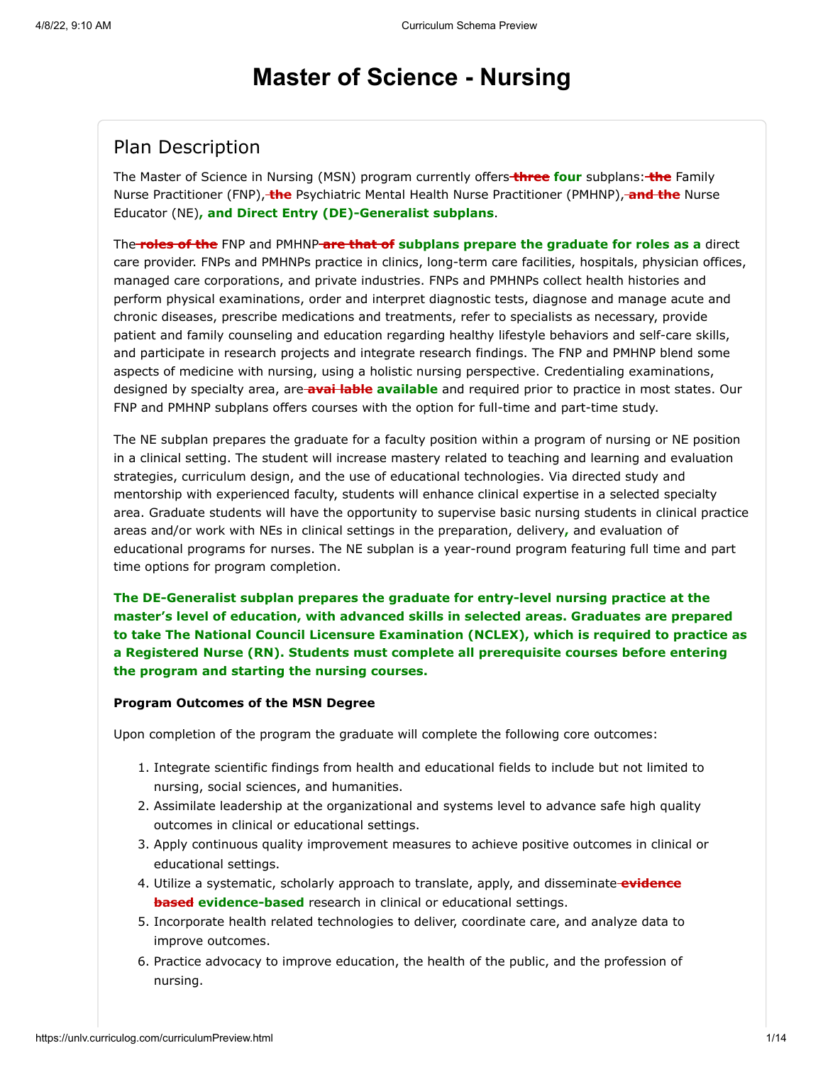# Master of Science - Nursing

## Plan Description

The Master of Science in Nursing (MSN) program currently offers ~~three~~ **four** subplans: ~~the~~ Family Nurse Practitioner (FNP), ~~the~~ Psychiatric Mental Health Nurse Practitioner (PMHNP), ~~and the~~ Nurse Educator (NE)**, and Direct Entry (DE)-Generalist subplans**.

The ~~roles of the~~ FNP and PMHNP ~~are that of~~ **subplans prepare the graduate for roles as a** direct care provider. FNPs and PMHNPs practice in clinics, long-term care facilities, hospitals, physician offices, managed care corporations, and private industries. FNPs and PMHNPs collect health histories and perform physical examinations, order and interpret diagnostic tests, diagnose and manage acute and chronic diseases, prescribe medications and treatments, refer to specialists as necessary, provide patient and family counseling and education regarding healthy lifestyle behaviors and self-care skills, and participate in research projects and integrate research findings. The FNP and PMHNP blend some aspects of medicine with nursing, using a holistic nursing perspective. Credentialing examinations, designed by specialty area, are ~~avai lable~~ **available** and required prior to practice in most states. Our FNP and PMHNP subplans offers courses with the option for full-time and part-time study.

The NE subplan prepares the graduate for a faculty position within a program of nursing or NE position in a clinical setting. The student will increase mastery related to teaching and learning and evaluation strategies, curriculum design, and the use of educational technologies. Via directed study and mentorship with experienced faculty, students will enhance clinical expertise in a selected specialty area. Graduate students will have the opportunity to supervise basic nursing students in clinical practice areas and/or work with NEs in clinical settings in the preparation, delivery**,** and evaluation of educational programs for nurses. The NE subplan is a year-round program featuring full time and part time options for program completion.

**The DE-Generalist subplan prepares the graduate for entry-level nursing practice at the master's level of education, with advanced skills in selected areas. Graduates are prepared to take The National Council Licensure Examination (NCLEX), which is required to practice as a Registered Nurse (RN). Students must complete all prerequisite courses before entering the program and starting the nursing courses.**

**Program Outcomes of the MSN Degree**

Upon completion of the program the graduate will complete the following core outcomes:

1. Integrate scientific findings from health and educational fields to include but not limited to nursing, social sciences, and humanities.
2. Assimilate leadership at the organizational and systems level to advance safe high quality outcomes in clinical or educational settings.
3. Apply continuous quality improvement measures to achieve positive outcomes in clinical or educational settings.
4. Utilize a systematic, scholarly approach to translate, apply, and disseminate ~~evidence based~~ **evidence-based** research in clinical or educational settings.
5. Incorporate health related technologies to deliver, coordinate care, and analyze data to improve outcomes.
6. Practice advocacy to improve education, the health of the public, and the profession of nursing.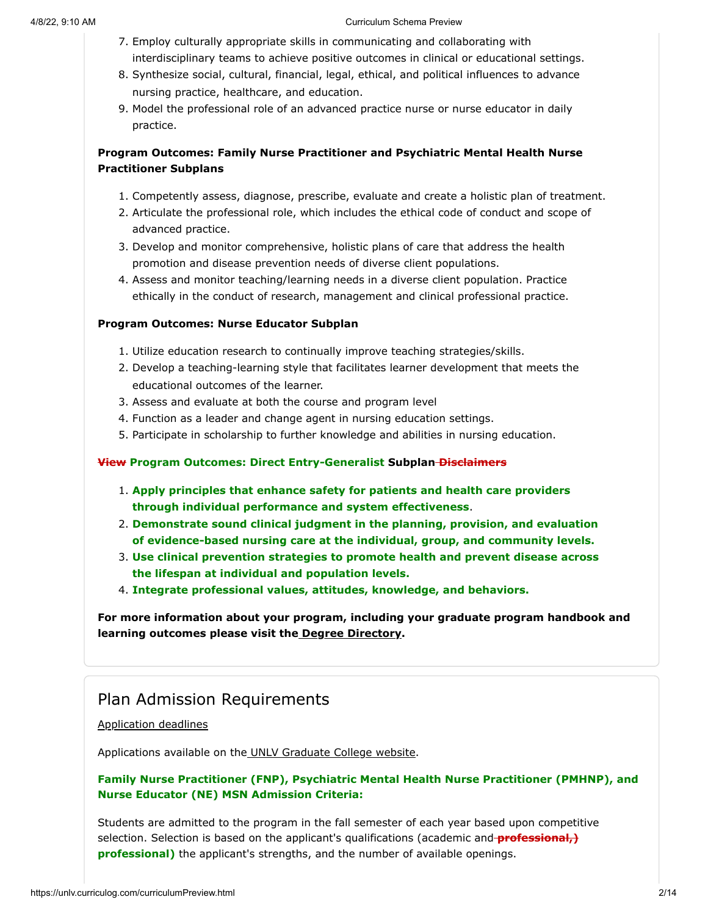7. Employ culturally appropriate skills in communicating and collaborating with interdisciplinary teams to achieve positive outcomes in clinical or educational settings.
8. Synthesize social, cultural, financial, legal, ethical, and political influences to advance nursing practice, healthcare, and education.
9. Model the professional role of an advanced practice nurse or nurse educator in daily practice.

**Program Outcomes: Family Nurse Practitioner and Psychiatric Mental Health Nurse Practitioner Subplans**

1. Competently assess, diagnose, prescribe, evaluate and create a holistic plan of treatment.
2. Articulate the professional role, which includes the ethical code of conduct and scope of advanced practice.
3. Develop and monitor comprehensive, holistic plans of care that address the health promotion and disease prevention needs of diverse client populations.
4. Assess and monitor teaching/learning needs in a diverse client population. Practice ethically in the conduct of research, management and clinical professional practice.

**Program Outcomes: Nurse Educator Subplan**

1. Utilize education research to continually improve teaching strategies/skills.
2. Develop a teaching-learning style that facilitates learner development that meets the educational outcomes of the learner.
3. Assess and evaluate at both the course and program level
4. Function as a leader and change agent in nursing education settings.
5. Participate in scholarship to further knowledge and abilities in nursing education.

**~~View~~ Program Outcomes: Direct Entry-Generalist Subplan ~~Disclaimers~~**

1. **Apply principles that enhance safety for patients and health care providers through individual performance and system effectiveness**.
2. **Demonstrate sound clinical judgment in the planning, provision, and evaluation of evidence-based nursing care at the individual, group, and community levels.**
3. **Use clinical prevention strategies to promote health and prevent disease across the lifespan at individual and population levels.**
4. **Integrate professional values, attitudes, knowledge, and behaviors.**

**For more information about your program, including your graduate program handbook and learning outcomes please visit the Degree Directory.**

## Plan Admission Requirements

Application deadlines

Applications available on the UNLV Graduate College website.

**Family Nurse Practitioner (FNP), Psychiatric Mental Health Nurse Practitioner (PMHNP), and Nurse Educator (NE) MSN Admission Criteria:**

Students are admitted to the program in the fall semester of each year based upon competitive selection. Selection is based on the applicant's qualifications (academic and ~~**professional,)**~~ **professional)** the applicant's strengths, and the number of available openings.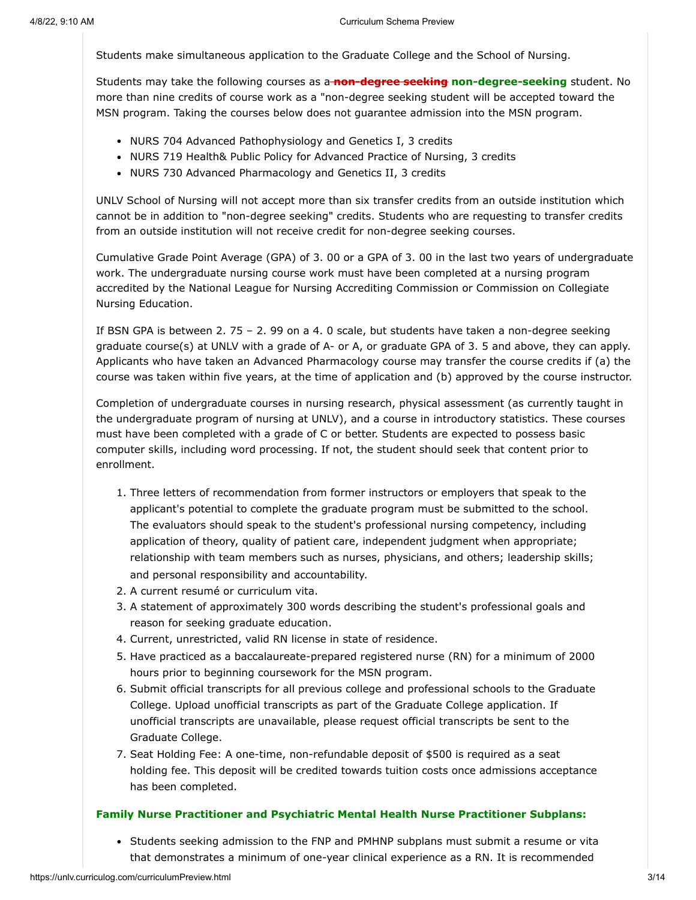Students make simultaneous application to the Graduate College and the School of Nursing.

Students may take the following courses as a ~~non-degree seeking~~ **non-degree-seeking** student. No more than nine credits of course work as a "non-degree seeking student will be accepted toward the MSN program. Taking the courses below does not guarantee admission into the MSN program.

- NURS 704 Advanced Pathophysiology and Genetics I, 3 credits
- NURS 719 Health& Public Policy for Advanced Practice of Nursing, 3 credits
- NURS 730 Advanced Pharmacology and Genetics II, 3 credits

UNLV School of Nursing will not accept more than six transfer credits from an outside institution which cannot be in addition to "non-degree seeking" credits. Students who are requesting to transfer credits from an outside institution will not receive credit for non-degree seeking courses.

Cumulative Grade Point Average (GPA) of 3. 00 or a GPA of 3. 00 in the last two years of undergraduate work. The undergraduate nursing course work must have been completed at a nursing program accredited by the National League for Nursing Accrediting Commission or Commission on Collegiate Nursing Education.

If BSN GPA is between 2. 75 – 2. 99 on a 4. 0 scale, but students have taken a non-degree seeking graduate course(s) at UNLV with a grade of A- or A, or graduate GPA of 3. 5 and above, they can apply. Applicants who have taken an Advanced Pharmacology course may transfer the course credits if (a) the course was taken within five years, at the time of application and (b) approved by the course instructor.

Completion of undergraduate courses in nursing research, physical assessment (as currently taught in the undergraduate program of nursing at UNLV), and a course in introductory statistics. These courses must have been completed with a grade of C or better. Students are expected to possess basic computer skills, including word processing. If not, the student should seek that content prior to enrollment.

1. Three letters of recommendation from former instructors or employers that speak to the applicant's potential to complete the graduate program must be submitted to the school. The evaluators should speak to the student's professional nursing competency, including application of theory, quality of patient care, independent judgment when appropriate; relationship with team members such as nurses, physicians, and others; leadership skills; and personal responsibility and accountability.
2. A current resumé or curriculum vita.
3. A statement of approximately 300 words describing the student's professional goals and reason for seeking graduate education.
4. Current, unrestricted, valid RN license in state of residence.
5. Have practiced as a baccalaureate-prepared registered nurse (RN) for a minimum of 2000 hours prior to beginning coursework for the MSN program.
6. Submit official transcripts for all previous college and professional schools to the Graduate College. Upload unofficial transcripts as part of the Graduate College application. If unofficial transcripts are unavailable, please request official transcripts be sent to the Graduate College.
7. Seat Holding Fee: A one-time, non-refundable deposit of $500 is required as a seat holding fee. This deposit will be credited towards tuition costs once admissions acceptance has been completed.

**Family Nurse Practitioner and Psychiatric Mental Health Nurse Practitioner Subplans:**

- Students seeking admission to the FNP and PMHNP subplans must submit a resume or vita that demonstrates a minimum of one-year clinical experience as a RN. It is recommended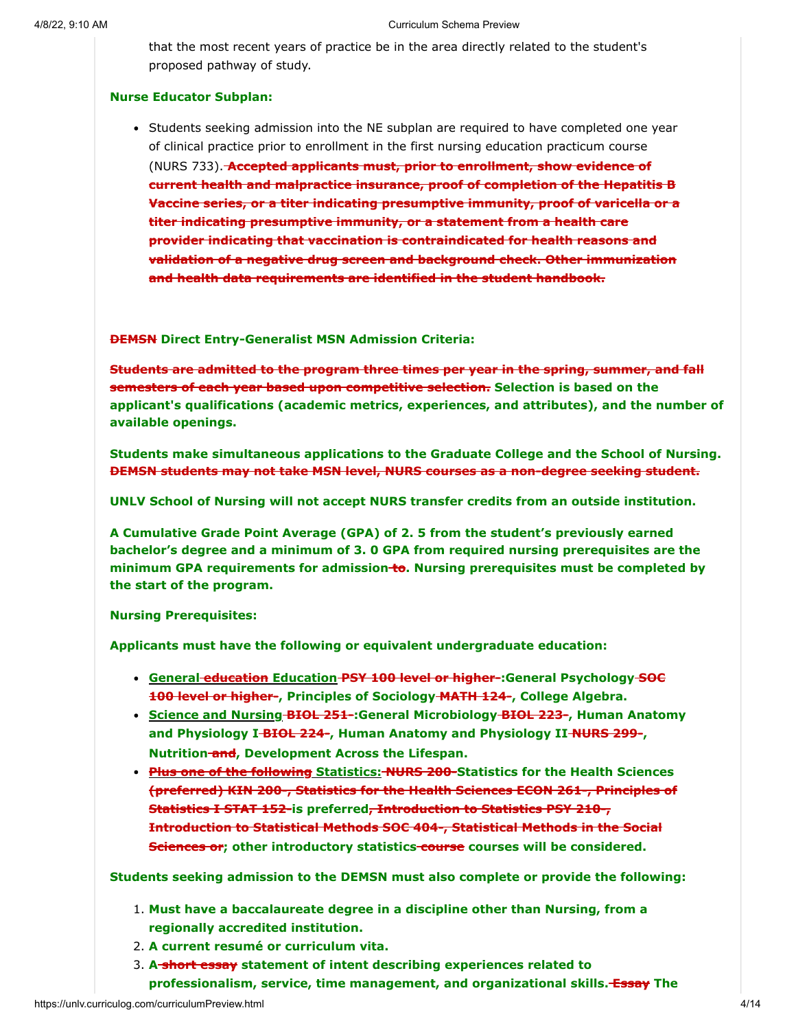that the most recent years of practice be in the area directly related to the student's proposed pathway of study.

**Nurse Educator Subplan:**

- Students seeking admission into the NE subplan are required to have completed one year of clinical practice prior to enrollment in the first nursing education practicum course (NURS 733). ~~**Accepted applicants must, prior to enrollment, show evidence of current health and malpractice insurance, proof of completion of the Hepatitis B Vaccine series, or a titer indicating presumptive immunity, proof of varicella or a titer indicating presumptive immunity, or a statement from a health care provider indicating that vaccination is contraindicated for health reasons and validation of a negative drug screen and background check. Other immunization and health data requirements are identified in the student handbook.**~~

**~~DEMSN~~ Direct Entry-Generalist MSN Admission Criteria:**

**~~Students are admitted to the program three times per year in the spring, summer, and fall semesters of each year based upon competitive selection.~~ Selection is based on the applicant's qualifications (academic metrics, experiences, and attributes), and the number of available openings.**

**Students make simultaneous applications to the Graduate College and the School of Nursing. ~~DEMSN students may not take MSN level, NURS courses as a non-degree seeking student.~~**

**UNLV School of Nursing will not accept NURS transfer credits from an outside institution.**

**A Cumulative Grade Point Average (GPA) of 2. 5 from the student's previously earned bachelor's degree and a minimum of 3. 0 GPA from required nursing prerequisites are the minimum GPA requirements for admission ~~to~~. Nursing prerequisites must be completed by the start of the program.**

**Nursing Prerequisites:**

**Applicants must have the following or equivalent undergraduate education:**

- **General ~~education~~ Education ~~PSY 100 level or higher~~ :General Psychology ~~SOC 100 level or higher~~ , Principles of Sociology ~~MATH 124~~ , College Algebra.**
- **Science and Nursing ~~BIOL 251~~ :General Microbiology ~~BIOL 223~~ , Human Anatomy and Physiology I ~~BIOL 224~~ , Human Anatomy and Physiology II ~~NURS 299~~ , Nutrition ~~and~~ , Development Across the Lifespan.**
- **~~Plus one of the following~~ Statistics: ~~NURS 200~~ Statistics for the Health Sciences ~~(preferred) KIN 200 , Statistics for the Health Sciences ECON 261 , Principles of Statistics I STAT 152~~ is preferred ~~, Introduction to Statistics PSY 210 , Introduction to Statistical Methods SOC 404 , Statistical Methods in the Social Sciences or~~ ; other introductory statistics ~~course~~ courses will be considered.**

**Students seeking admission to the DEMSN must also complete or provide the following:**

1. **Must have a baccalaureate degree in a discipline other than Nursing, from a regionally accredited institution.**
2. **A current resumé or curriculum vita.**
3. **A ~~short essay~~ statement of intent describing experiences related to professionalism, service, time management, and organizational skills. ~~Essay~~ The**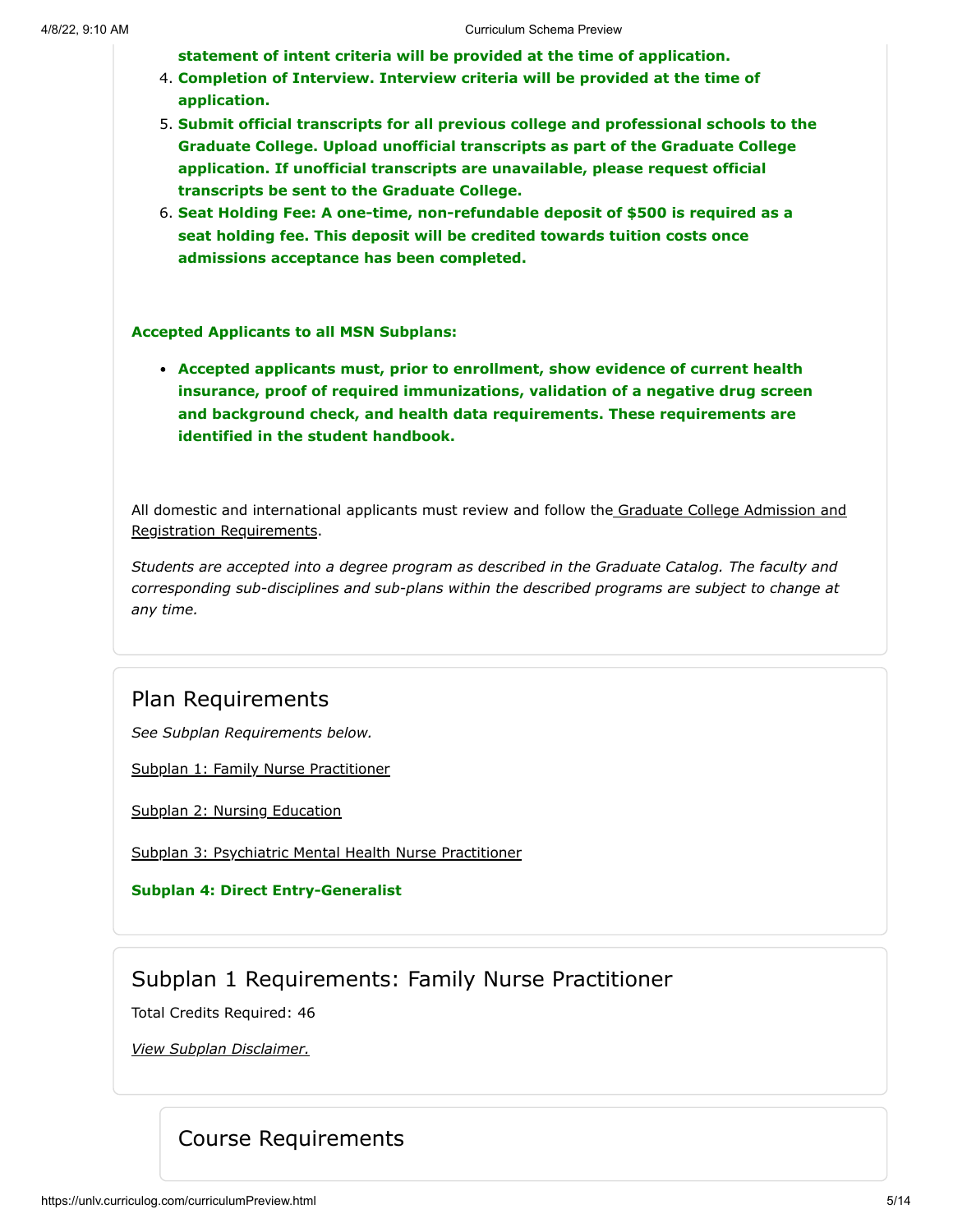**statement of intent criteria will be provided at the time of application.**

4. **Completion of Interview. Interview criteria will be provided at the time of application.**
5. **Submit official transcripts for all previous college and professional schools to the Graduate College. Upload unofficial transcripts as part of the Graduate College application. If unofficial transcripts are unavailable, please request official transcripts be sent to the Graduate College.**
6. **Seat Holding Fee: A one-time, non-refundable deposit of $500 is required as a seat holding fee. This deposit will be credited towards tuition costs once admissions acceptance has been completed.**

**Accepted Applicants to all MSN Subplans:**

- **Accepted applicants must, prior to enrollment, show evidence of current health insurance, proof of required immunizations, validation of a negative drug screen and background check, and health data requirements. These requirements are identified in the student handbook.**

All domestic and international applicants must review and follow the Graduate College Admission and Registration Requirements.

*Students are accepted into a degree program as described in the Graduate Catalog. The faculty and corresponding sub-disciplines and sub-plans within the described programs are subject to change at any time.*

## Plan Requirements

*See Subplan Requirements below.*

Subplan 1: Family Nurse Practitioner

Subplan 2: Nursing Education

Subplan 3: Psychiatric Mental Health Nurse Practitioner

**Subplan 4: Direct Entry-Generalist**

## Subplan 1 Requirements: Family Nurse Practitioner

Total Credits Required: 46

*View Subplan Disclaimer.*

### Course Requirements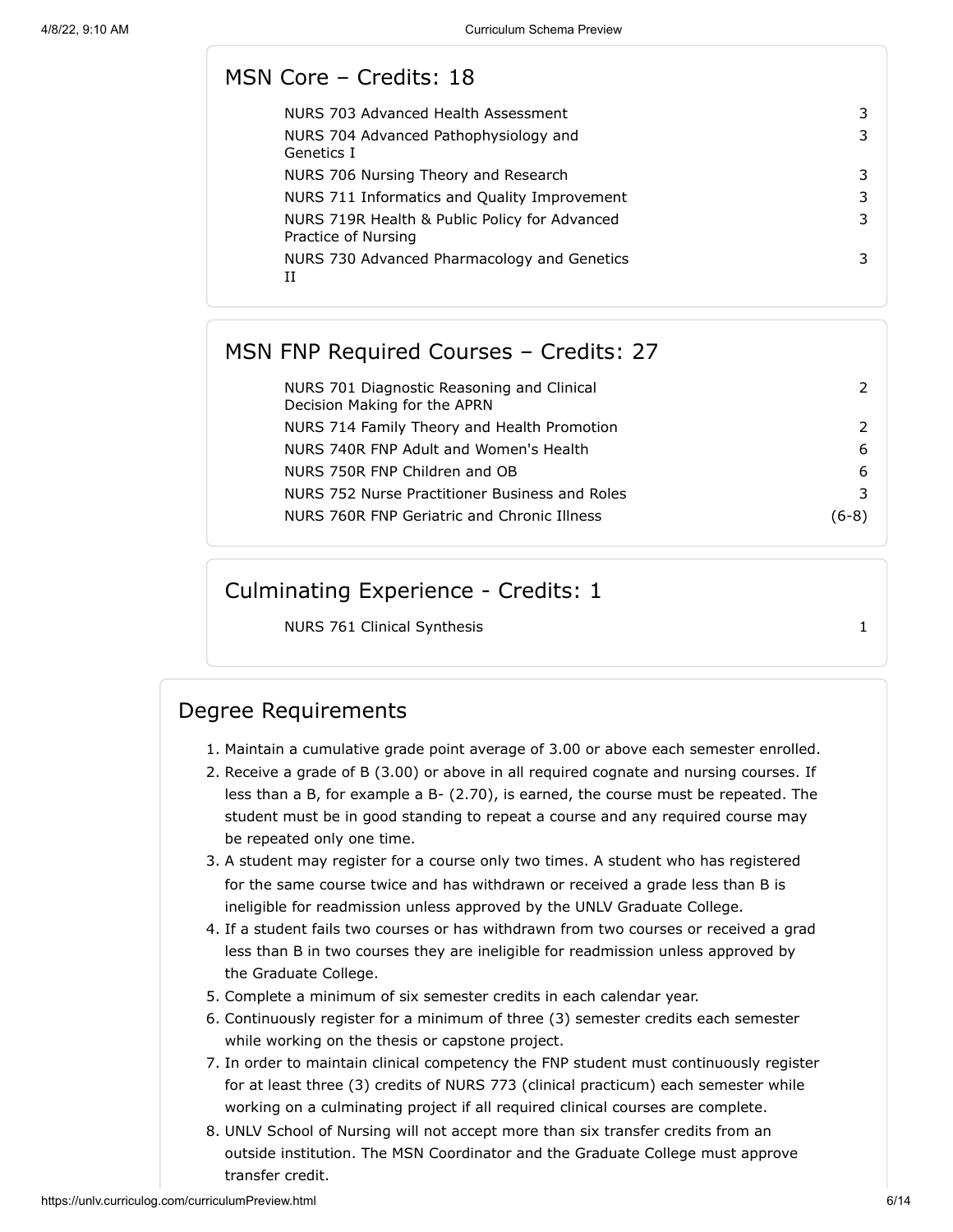## MSN Core – Credits: 18

| Course | Credits |
|---|---|
| NURS 703 Advanced Health Assessment | 3 |
| NURS 704 Advanced Pathophysiology and Genetics I | 3 |
| NURS 706 Nursing Theory and Research | 3 |
| NURS 711 Informatics and Quality Improvement | 3 |
| NURS 719R Health & Public Policy for Advanced Practice of Nursing | 3 |
| NURS 730 Advanced Pharmacology and Genetics II | 3 |

## MSN FNP Required Courses – Credits: 27

| Course | Credits |
|---|---|
| NURS 701 Diagnostic Reasoning and Clinical Decision Making for the APRN | 2 |
| NURS 714 Family Theory and Health Promotion | 2 |
| NURS 740R FNP Adult and Women's Health | 6 |
| NURS 750R FNP Children and OB | 6 |
| NURS 752 Nurse Practitioner Business and Roles | 3 |
| NURS 760R FNP Geriatric and Chronic Illness | (6-8) |

## Culminating Experience - Credits: 1

| Course | Credits |
|---|---|
| NURS 761 Clinical Synthesis | 1 |

## Degree Requirements

1. Maintain a cumulative grade point average of 3.00 or above each semester enrolled.
2. Receive a grade of B (3.00) or above in all required cognate and nursing courses. If less than a B, for example a B- (2.70), is earned, the course must be repeated. The student must be in good standing to repeat a course and any required course may be repeated only one time.
3. A student may register for a course only two times. A student who has registered for the same course twice and has withdrawn or received a grade less than B is ineligible for readmission unless approved by the UNLV Graduate College.
4. If a student fails two courses or has withdrawn from two courses or received a grad less than B in two courses they are ineligible for readmission unless approved by the Graduate College.
5. Complete a minimum of six semester credits in each calendar year.
6. Continuously register for a minimum of three (3) semester credits each semester while working on the thesis or capstone project.
7. In order to maintain clinical competency the FNP student must continuously register for at least three (3) credits of NURS 773 (clinical practicum) each semester while working on a culminating project if all required clinical courses are complete.
8. UNLV School of Nursing will not accept more than six transfer credits from an outside institution. The MSN Coordinator and the Graduate College must approve transfer credit.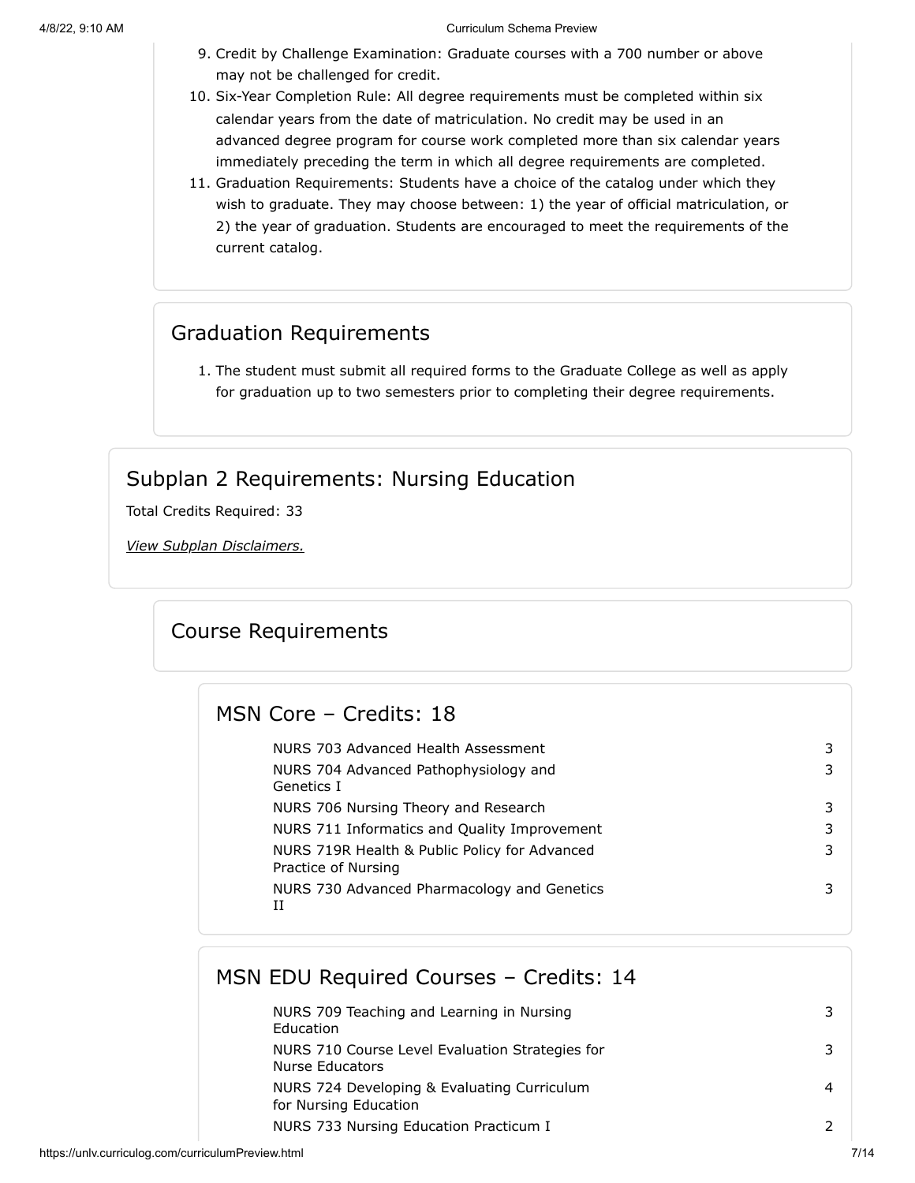9. Credit by Challenge Examination: Graduate courses with a 700 number or above may not be challenged for credit.
10. Six-Year Completion Rule: All degree requirements must be completed within six calendar years from the date of matriculation. No credit may be used in an advanced degree program for course work completed more than six calendar years immediately preceding the term in which all degree requirements are completed.
11. Graduation Requirements: Students have a choice of the catalog under which they wish to graduate. They may choose between: 1) the year of official matriculation, or 2) the year of graduation. Students are encouraged to meet the requirements of the current catalog.

## Graduation Requirements

1. The student must submit all required forms to the Graduate College as well as apply for graduation up to two semesters prior to completing their degree requirements.

## Subplan 2 Requirements: Nursing Education

Total Credits Required: 33

*View Subplan Disclaimers.*

## Course Requirements

### MSN Core – Credits: 18

| Course | Credits |
|---|---|
| NURS 703 Advanced Health Assessment | 3 |
| NURS 704 Advanced Pathophysiology and Genetics I | 3 |
| NURS 706 Nursing Theory and Research | 3 |
| NURS 711 Informatics and Quality Improvement | 3 |
| NURS 719R Health & Public Policy for Advanced Practice of Nursing | 3 |
| NURS 730 Advanced Pharmacology and Genetics II | 3 |

### MSN EDU Required Courses – Credits: 14

| Course | Credits |
|---|---|
| NURS 709 Teaching and Learning in Nursing Education | 3 |
| NURS 710 Course Level Evaluation Strategies for Nurse Educators | 3 |
| NURS 724 Developing & Evaluating Curriculum for Nursing Education | 4 |
| NURS 733 Nursing Education Practicum I | 2 |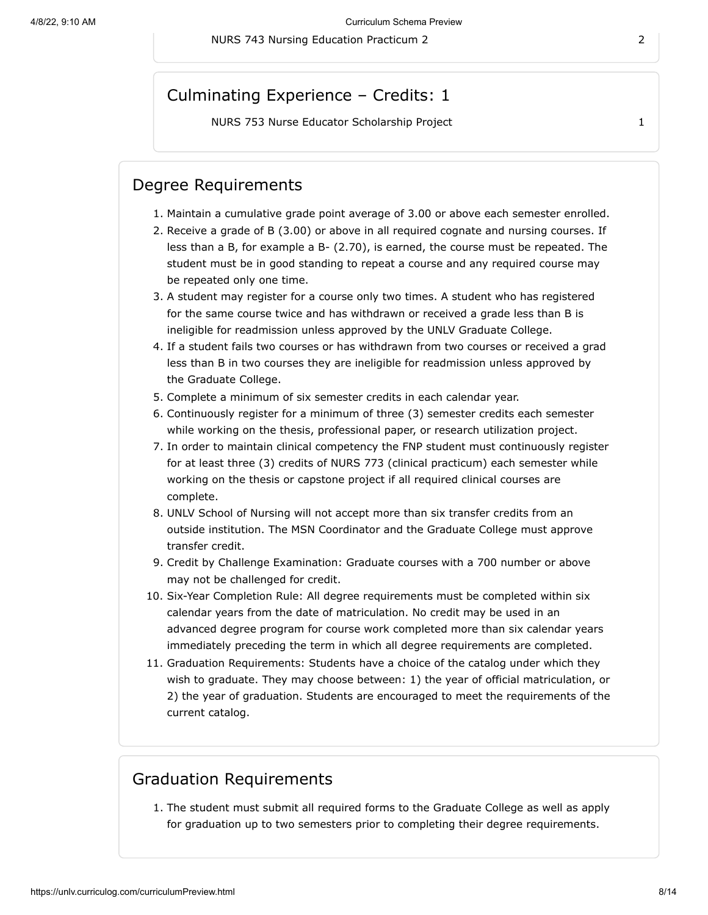NURS 743 Nursing Education Practicum 2 2

## Culminating Experience – Credits: 1

NURS 753 Nurse Educator Scholarship Project 1

## Degree Requirements

1. Maintain a cumulative grade point average of 3.00 or above each semester enrolled.
2. Receive a grade of B (3.00) or above in all required cognate and nursing courses. If less than a B, for example a B- (2.70), is earned, the course must be repeated. The student must be in good standing to repeat a course and any required course may be repeated only one time.
3. A student may register for a course only two times. A student who has registered for the same course twice and has withdrawn or received a grade less than B is ineligible for readmission unless approved by the UNLV Graduate College.
4. If a student fails two courses or has withdrawn from two courses or received a grad less than B in two courses they are ineligible for readmission unless approved by the Graduate College.
5. Complete a minimum of six semester credits in each calendar year.
6. Continuously register for a minimum of three (3) semester credits each semester while working on the thesis, professional paper, or research utilization project.
7. In order to maintain clinical competency the FNP student must continuously register for at least three (3) credits of NURS 773 (clinical practicum) each semester while working on the thesis or capstone project if all required clinical courses are complete.
8. UNLV School of Nursing will not accept more than six transfer credits from an outside institution. The MSN Coordinator and the Graduate College must approve transfer credit.
9. Credit by Challenge Examination: Graduate courses with a 700 number or above may not be challenged for credit.
10. Six-Year Completion Rule: All degree requirements must be completed within six calendar years from the date of matriculation. No credit may be used in an advanced degree program for course work completed more than six calendar years immediately preceding the term in which all degree requirements are completed.
11. Graduation Requirements: Students have a choice of the catalog under which they wish to graduate. They may choose between: 1) the year of official matriculation, or 2) the year of graduation. Students are encouraged to meet the requirements of the current catalog.

## Graduation Requirements

1. The student must submit all required forms to the Graduate College as well as apply for graduation up to two semesters prior to completing their degree requirements.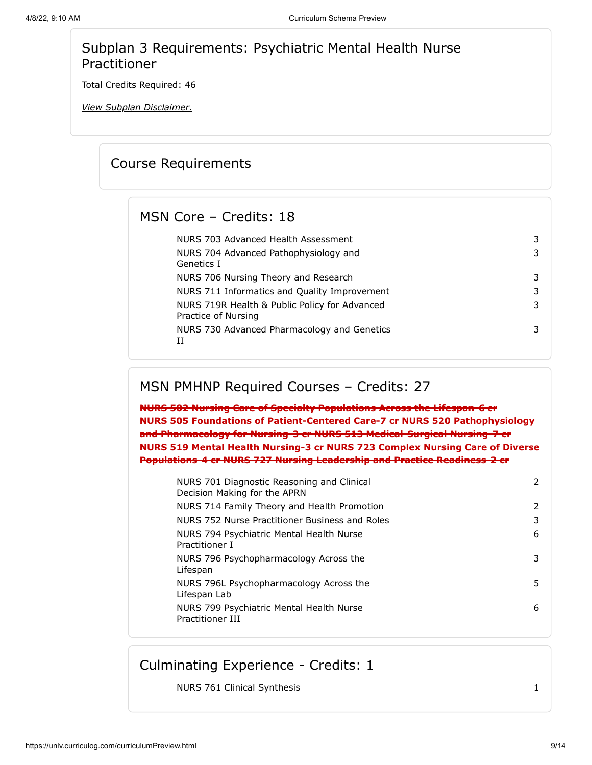## Subplan 3 Requirements: Psychiatric Mental Health Nurse Practitioner

Total Credits Required: 46

*View Subplan Disclaimer.*

### Course Requirements

#### MSN Core – Credits: 18

| Course | Credits |
|---|---|
| NURS 703 Advanced Health Assessment | 3 |
| NURS 704 Advanced Pathophysiology and Genetics I | 3 |
| NURS 706 Nursing Theory and Research | 3 |
| NURS 711 Informatics and Quality Improvement | 3 |
| NURS 719R Health & Public Policy for Advanced Practice of Nursing | 3 |
| NURS 730 Advanced Pharmacology and Genetics II | 3 |

#### MSN PMHNP Required Courses – Credits: 27

~~**NURS 502 Nursing Care of Specialty Populations Across the Lifespan-6 cr NURS 505 Foundations of Patient-Centered Care-7 cr NURS 520 Pathophysiology and Pharmacology for Nursing-3 cr NURS 513 Medical-Surgical Nursing-7 cr NURS 519 Mental Health Nursing-3 cr NURS 723 Complex Nursing Care of Diverse Populations-4 cr NURS 727 Nursing Leadership and Practice Readiness-2 cr**~~

| Course | Credits |
|---|---|
| NURS 701 Diagnostic Reasoning and Clinical Decision Making for the APRN | 2 |
| NURS 714 Family Theory and Health Promotion | 2 |
| NURS 752 Nurse Practitioner Business and Roles | 3 |
| NURS 794 Psychiatric Mental Health Nurse Practitioner I | 6 |
| NURS 796 Psychopharmacology Across the Lifespan | 3 |
| NURS 796L Psychopharmacology Across the Lifespan Lab | 5 |
| NURS 799 Psychiatric Mental Health Nurse Practitioner III | 6 |

#### Culminating Experience - Credits: 1

| Course | Credits |
|---|---|
| NURS 761 Clinical Synthesis | 1 |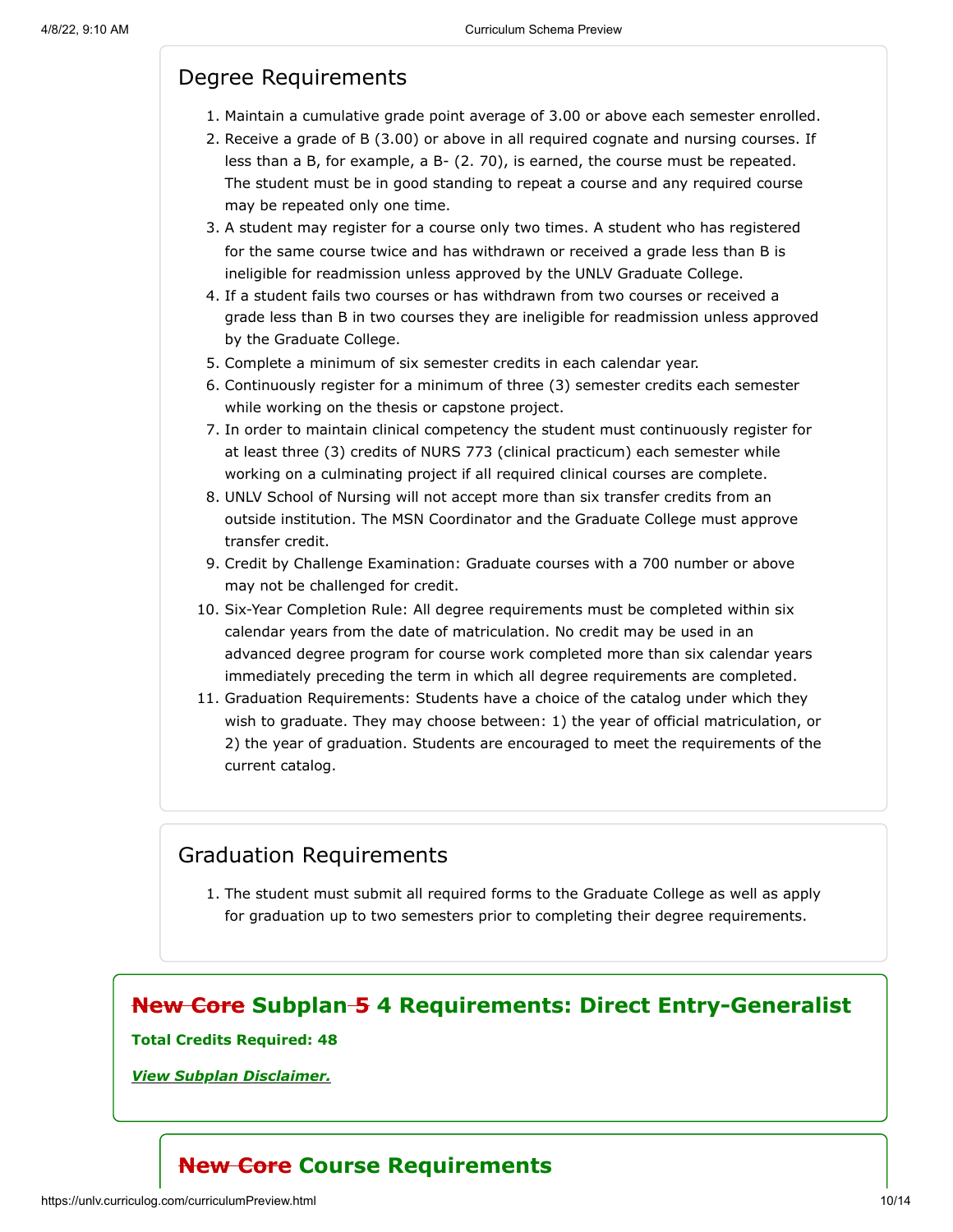## Degree Requirements

1. Maintain a cumulative grade point average of 3.00 or above each semester enrolled.
2. Receive a grade of B (3.00) or above in all required cognate and nursing courses. If less than a B, for example, a B- (2. 70), is earned, the course must be repeated. The student must be in good standing to repeat a course and any required course may be repeated only one time.
3. A student may register for a course only two times. A student who has registered for the same course twice and has withdrawn or received a grade less than B is ineligible for readmission unless approved by the UNLV Graduate College.
4. If a student fails two courses or has withdrawn from two courses or received a grade less than B in two courses they are ineligible for readmission unless approved by the Graduate College.
5. Complete a minimum of six semester credits in each calendar year.
6. Continuously register for a minimum of three (3) semester credits each semester while working on the thesis or capstone project.
7. In order to maintain clinical competency the student must continuously register for at least three (3) credits of NURS 773 (clinical practicum) each semester while working on a culminating project if all required clinical courses are complete.
8. UNLV School of Nursing will not accept more than six transfer credits from an outside institution. The MSN Coordinator and the Graduate College must approve transfer credit.
9. Credit by Challenge Examination: Graduate courses with a 700 number or above may not be challenged for credit.
10. Six-Year Completion Rule: All degree requirements must be completed within six calendar years from the date of matriculation. No credit may be used in an advanced degree program for course work completed more than six calendar years immediately preceding the term in which all degree requirements are completed.
11. Graduation Requirements: Students have a choice of the catalog under which they wish to graduate. They may choose between: 1) the year of official matriculation, or 2) the year of graduation. Students are encouraged to meet the requirements of the current catalog.

## Graduation Requirements

1. The student must submit all required forms to the Graduate College as well as apply for graduation up to two semesters prior to completing their degree requirements.

## ~~New Core~~ Subplan ~~5~~ 4 Requirements: Direct Entry-Generalist

**Total Credits Required: 48**

***View Subplan Disclaimer.***

## ~~New Core~~ Course Requirements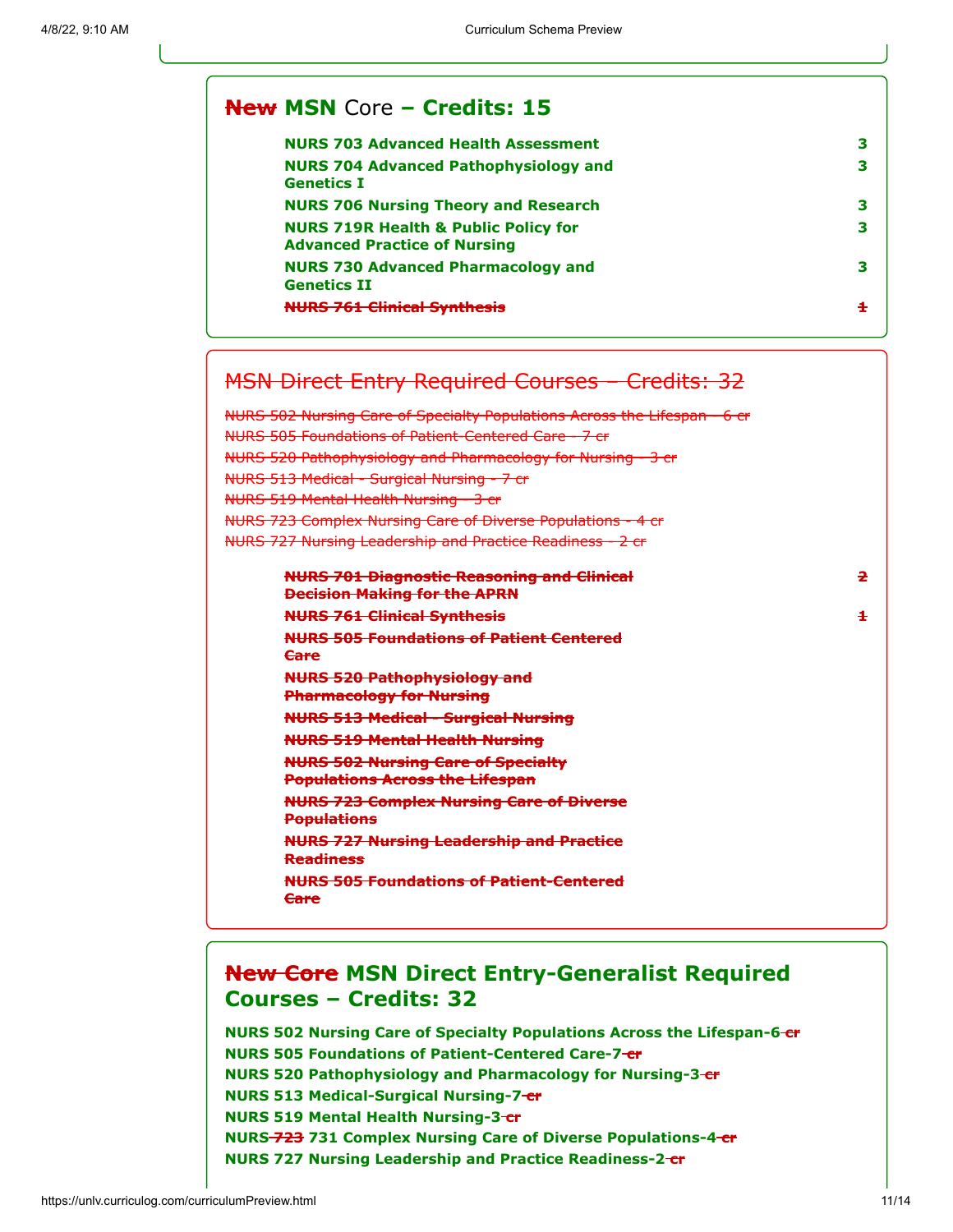## ~~New~~ MSN Core – Credits: 15

| Course | Credits |
| --- | --- |
| **NURS 703 Advanced Health Assessment** | 3 |
| **NURS 704 Advanced Pathophysiology and Genetics I** | 3 |
| **NURS 706 Nursing Theory and Research** | 3 |
| **NURS 719R Health & Public Policy for Advanced Practice of Nursing** | 3 |
| **NURS 730 Advanced Pharmacology and Genetics II** | 3 |
| ~~**NURS 761 Clinical Synthesis**~~ | ~~1~~ |

## ~~MSN Direct Entry Required Courses – Credits: 32~~

~~NURS 502 Nursing Care of Specialty Populations Across the Lifespan - 6 cr~~
~~NURS 505 Foundations of Patient-Centered Care - 7 cr~~
~~NURS 520 Pathophysiology and Pharmacology for Nursing - 3 cr~~
~~NURS 513 Medical - Surgical Nursing - 7 cr~~
~~NURS 519 Mental Health Nursing - 3 cr~~
~~NURS 723 Complex Nursing Care of Diverse Populations - 4 cr~~
~~NURS 727 Nursing Leadership and Practice Readiness - 2 cr~~

| Course | Credits |
| --- | --- |
| ~~**NURS 701 Diagnostic Reasoning and Clinical Decision Making for the APRN**~~ | ~~2~~ |
| ~~**NURS 761 Clinical Synthesis**~~ | ~~1~~ |
| ~~**NURS 505 Foundations of Patient Centered Care**~~ | |
| ~~**NURS 520 Pathophysiology and Pharmacology for Nursing**~~ | |
| ~~**NURS 513 Medical - Surgical Nursing**~~ | |
| ~~**NURS 519 Mental Health Nursing**~~ | |
| ~~**NURS 502 Nursing Care of Specialty Populations Across the Lifespan**~~ | |
| ~~**NURS 723 Complex Nursing Care of Diverse Populations**~~ | |
| ~~**NURS 727 Nursing Leadership and Practice Readiness**~~ | |
| ~~**NURS 505 Foundations of Patient-Centered Care**~~ | |

## ~~New Core~~ MSN Direct Entry-Generalist Required Courses – Credits: 32

**NURS 502 Nursing Care of Specialty Populations Across the Lifespan-6** ~~cr~~
**NURS 505 Foundations of Patient-Centered Care-7** ~~cr~~
**NURS 520 Pathophysiology and Pharmacology for Nursing-3** ~~cr~~
**NURS 513 Medical-Surgical Nursing-7** ~~cr~~
**NURS 519 Mental Health Nursing-3** ~~cr~~
**NURS** ~~723~~ **731 Complex Nursing Care of Diverse Populations-4** ~~cr~~
**NURS 727 Nursing Leadership and Practice Readiness-2** ~~cr~~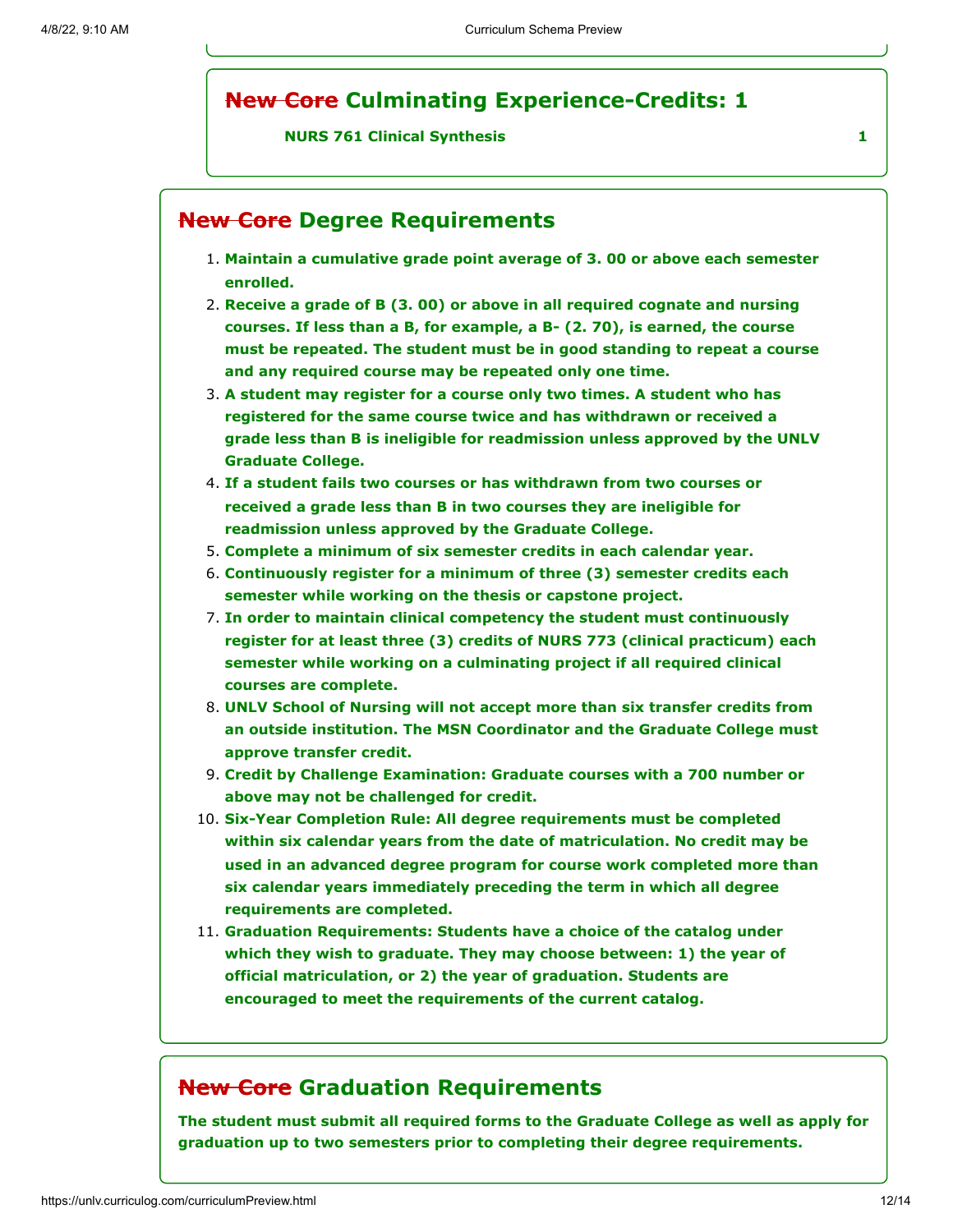## ~~New Core~~ Culminating Experience-Credits: 1

**NURS 761 Clinical Synthesis** **1**

## ~~New Core~~ Degree Requirements

1. **Maintain a cumulative grade point average of 3. 00 or above each semester enrolled.**
2. **Receive a grade of B (3. 00) or above in all required cognate and nursing courses. If less than a B, for example, a B- (2. 70), is earned, the course must be repeated. The student must be in good standing to repeat a course and any required course may be repeated only one time.**
3. **A student may register for a course only two times. A student who has registered for the same course twice and has withdrawn or received a grade less than B is ineligible for readmission unless approved by the UNLV Graduate College.**
4. **If a student fails two courses or has withdrawn from two courses or received a grade less than B in two courses they are ineligible for readmission unless approved by the Graduate College.**
5. **Complete a minimum of six semester credits in each calendar year.**
6. **Continuously register for a minimum of three (3) semester credits each semester while working on the thesis or capstone project.**
7. **In order to maintain clinical competency the student must continuously register for at least three (3) credits of NURS 773 (clinical practicum) each semester while working on a culminating project if all required clinical courses are complete.**
8. **UNLV School of Nursing will not accept more than six transfer credits from an outside institution. The MSN Coordinator and the Graduate College must approve transfer credit.**
9. **Credit by Challenge Examination: Graduate courses with a 700 number or above may not be challenged for credit.**
10. **Six-Year Completion Rule: All degree requirements must be completed within six calendar years from the date of matriculation. No credit may be used in an advanced degree program for course work completed more than six calendar years immediately preceding the term in which all degree requirements are completed.**
11. **Graduation Requirements: Students have a choice of the catalog under which they wish to graduate. They may choose between: 1) the year of official matriculation, or 2) the year of graduation. Students are encouraged to meet the requirements of the current catalog.**

## ~~New Core~~ Graduation Requirements

**The student must submit all required forms to the Graduate College as well as apply for graduation up to two semesters prior to completing their degree requirements.**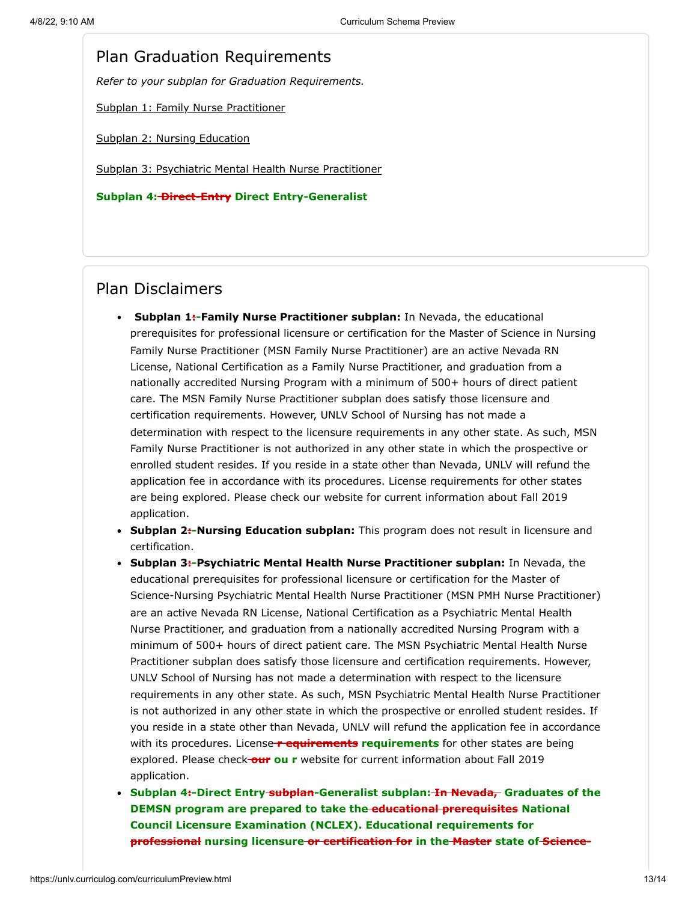## Plan Graduation Requirements

*Refer to your subplan for Graduation Requirements.*

Subplan 1: Family Nurse Practitioner

Subplan 2: Nursing Education

Subplan 3: Psychiatric Mental Health Nurse Practitioner

**Subplan 4:~~ Direct-Entry~~ Direct Entry-Generalist**

## Plan Disclaimers

- **Subplan 1~~:~~-Family Nurse Practitioner subplan:** In Nevada, the educational prerequisites for professional licensure or certification for the Master of Science in Nursing Family Nurse Practitioner (MSN Family Nurse Practitioner) are an active Nevada RN License, National Certification as a Family Nurse Practitioner, and graduation from a nationally accredited Nursing Program with a minimum of 500+ hours of direct patient care. The MSN Family Nurse Practitioner subplan does satisfy those licensure and certification requirements. However, UNLV School of Nursing has not made a determination with respect to the licensure requirements in any other state. As such, MSN Family Nurse Practitioner is not authorized in any other state in which the prospective or enrolled student resides. If you reside in a state other than Nevada, UNLV will refund the application fee in accordance with its procedures. License requirements for other states are being explored. Please check our website for current information about Fall 2019 application.
- **Subplan 2~~:~~-Nursing Education subplan:** This program does not result in licensure and certification.
- **Subplan 3~~:~~-Psychiatric Mental Health Nurse Practitioner subplan:** In Nevada, the educational prerequisites for professional licensure or certification for the Master of Science-Nursing Psychiatric Mental Health Nurse Practitioner (MSN PMH Nurse Practitioner) are an active Nevada RN License, National Certification as a Psychiatric Mental Health Nurse Practitioner, and graduation from a nationally accredited Nursing Program with a minimum of 500+ hours of direct patient care. The MSN Psychiatric Mental Health Nurse Practitioner subplan does satisfy those licensure and certification requirements. However, UNLV School of Nursing has not made a determination with respect to the licensure requirements in any other state. As such, MSN Psychiatric Mental Health Nurse Practitioner is not authorized in any other state in which the prospective or enrolled student resides. If you reside in a state other than Nevada, UNLV will refund the application fee in accordance with its procedures. License~~r equirements~~ **requirements** for other states are being explored. Please check~~ our~~ **ou r** website for current information about Fall 2019 application.
- **Subplan 4~~:~~-Direct Entry~~ subplan~~-Generalist subplan:~~ In Nevada,~~ Graduates of the DEMSN program are prepared to take the~~ educational prerequisites~~ National Council Licensure Examination (NCLEX). Educational requirements for ~~professional~~ nursing licensure~~ or certification for~~ in the~~ Master~~ state of~~ Science-~~**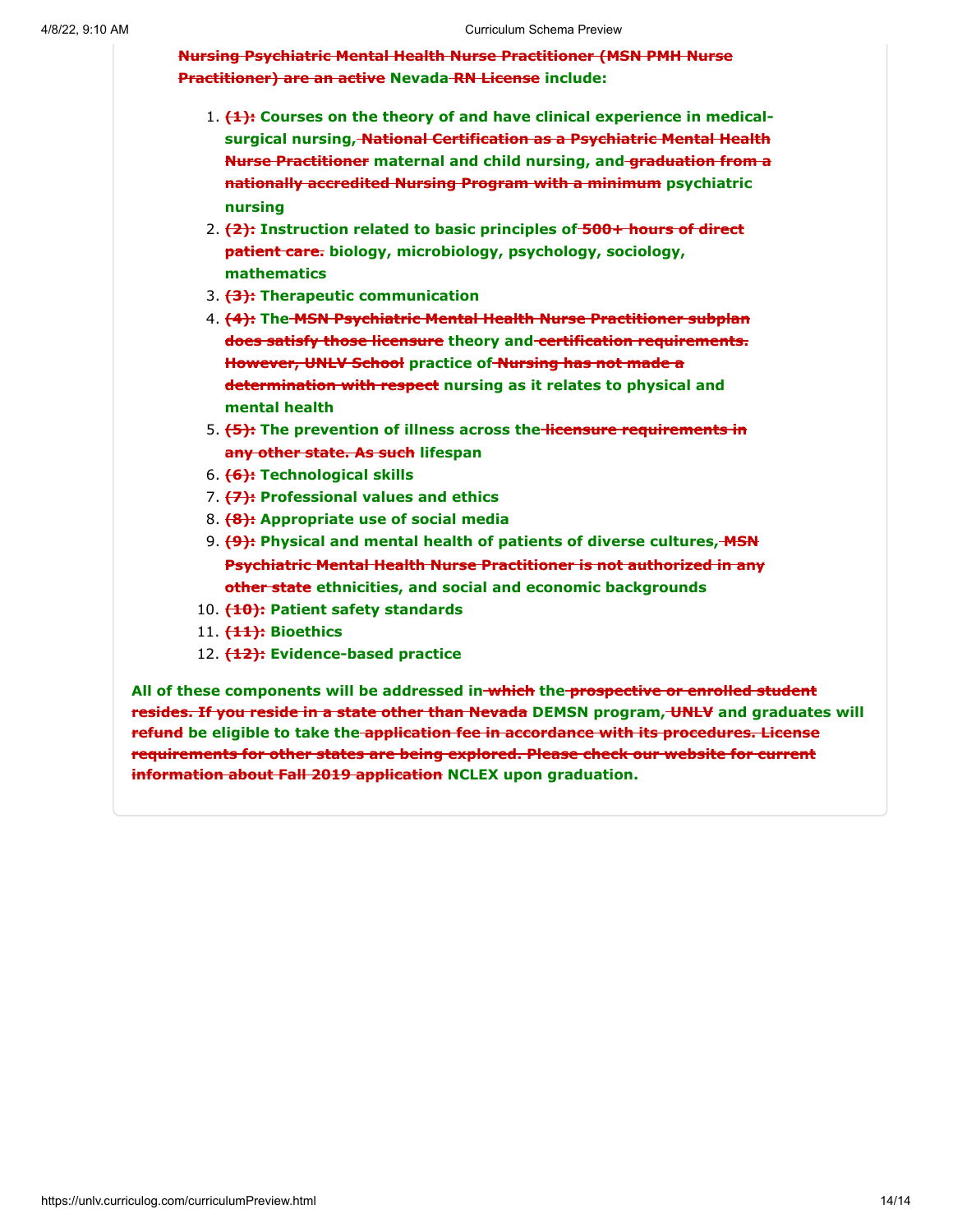~~Nursing Psychiatric Mental Health Nurse Practitioner (MSN PMH Nurse Practitioner) are an active~~ **Nevada** ~~RN License~~ **include:**

1. ~~(1):~~ **Courses on the theory of and have clinical experience in medical-surgical nursing,** ~~National Certification as a Psychiatric Mental Health Nurse Practitioner~~ **maternal and child nursing, and** ~~graduation from a nationally accredited Nursing Program with a minimum~~ **psychiatric nursing**
2. ~~(2):~~ **Instruction related to basic principles of** ~~500+ hours of direct patient care.~~ **biology, microbiology, psychology, sociology, mathematics**
3. ~~(3):~~ **Therapeutic communication**
4. ~~(4):~~ **The** ~~MSN Psychiatric Mental Health Nurse Practitioner subplan does satisfy those licensure~~ **theory and** ~~certification requirements. However, UNLV School~~ **practice of** ~~Nursing has not made a determination with respect~~ **nursing as it relates to physical and mental health**
5. ~~(5):~~ **The prevention of illness across the** ~~licensure requirements in any other state. As such~~ **lifespan**
6. ~~(6):~~ **Technological skills**
7. ~~(7):~~ **Professional values and ethics**
8. ~~(8):~~ **Appropriate use of social media**
9. ~~(9):~~ **Physical and mental health of patients of diverse cultures,** ~~MSN Psychiatric Mental Health Nurse Practitioner is not authorized in any other state~~ **ethnicities, and social and economic backgrounds**
10. ~~(10):~~ **Patient safety standards**
11. ~~(11):~~ **Bioethics**
12. ~~(12):~~ **Evidence-based practice**

**All of these components will be addressed in** ~~which~~ **the** ~~prospective or enrolled student resides. If you reside in a state other than Nevada~~ **DEMSN program,** ~~UNLV~~ **and graduates will** ~~refund~~ **be eligible to take the** ~~application fee in accordance with its procedures. License requirements for other states are being explored. Please check our website for current information about Fall 2019 application~~ **NCLEX upon graduation.**